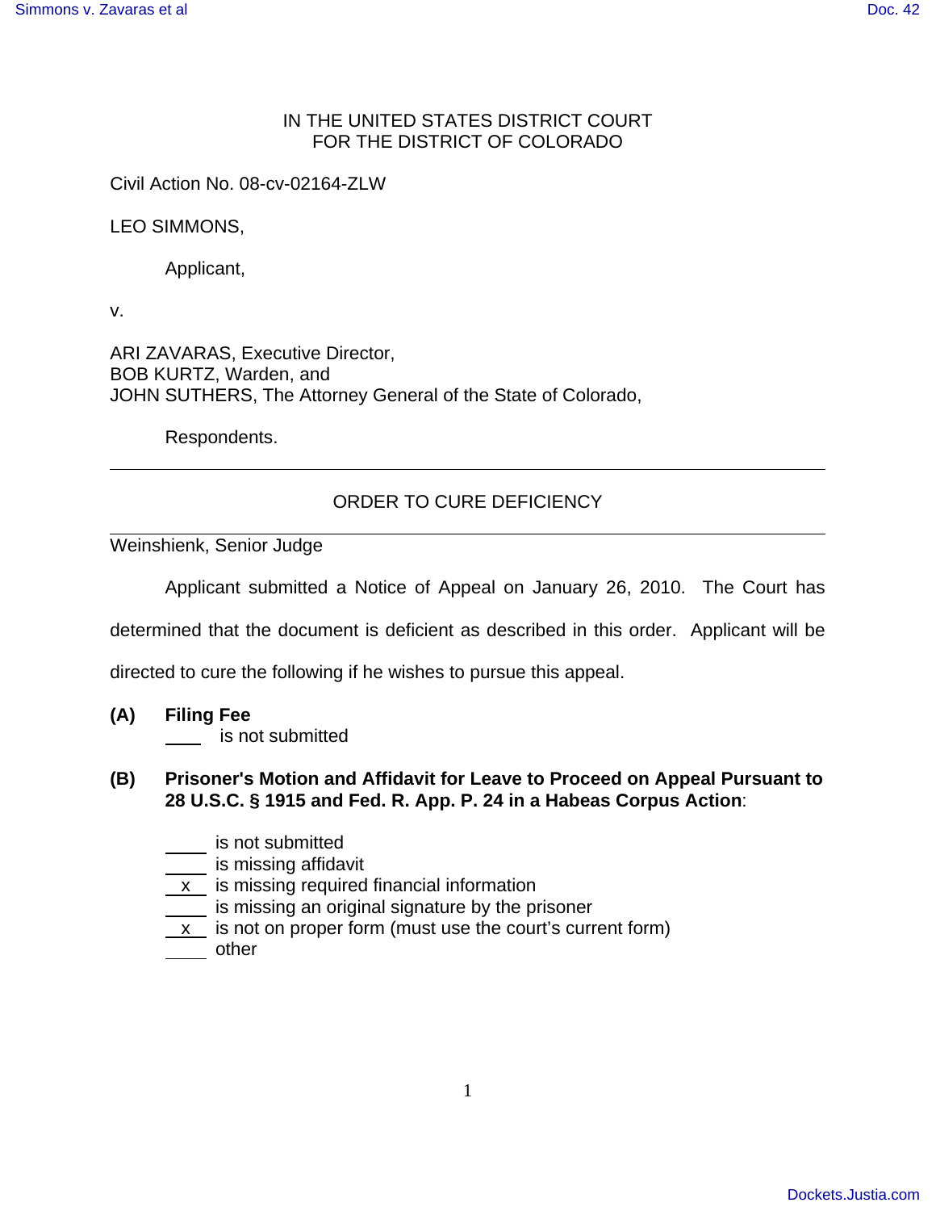IN THE UNITED STATES DISTRICT COURT
FOR THE DISTRICT OF COLORADO

Civil Action No. 08-cv-02164-ZLW

LEO SIMMONS,

Applicant,

v.

ARI ZAVARAS, Executive Director,
BOB KURTZ, Warden, and
JOHN SUTHERS, The Attorney General of the State of Colorado,

Respondents.

---

## ORDER TO CURE DEFICIENCY

---

Weinshienk, Senior Judge

Applicant submitted a Notice of Appeal on January 26, 2010. The Court has determined that the document is deficient as described in this order. Applicant will be directed to cure the following if he wishes to pursue this appeal.

**(A) Filing Fee**

\_\_\_\_ is not submitted

**(B) Prisoner's Motion and Affidavit for Leave to Proceed on Appeal Pursuant to 28 U.S.C. § 1915 and Fed. R. App. P. 24 in a Habeas Corpus Action**:

\_\_\_\_ is not submitted
\_\_\_\_ is missing affidavit
\_x\_ is missing required financial information
\_\_\_\_ is missing an original signature by the prisoner
\_x\_ is not on proper form (must use the court's current form)
\_\_\_\_ other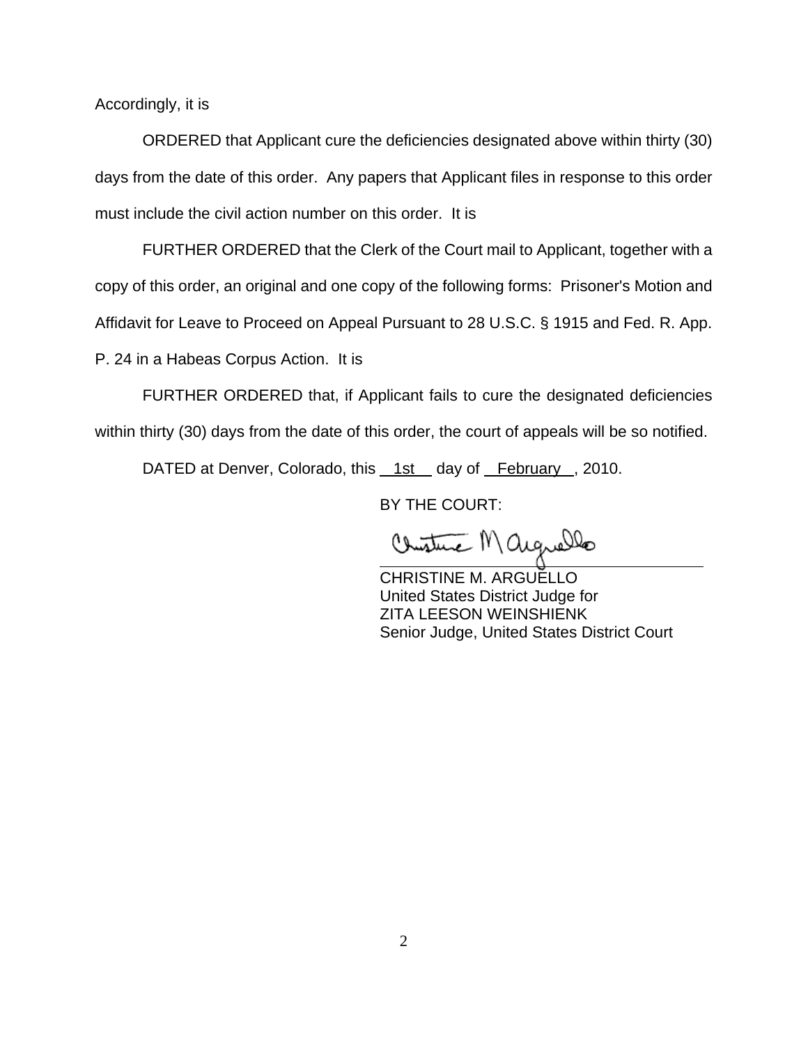Accordingly, it is

ORDERED that Applicant cure the deficiencies designated above within thirty (30) days from the date of this order. Any papers that Applicant files in response to this order must include the civil action number on this order. It is

FURTHER ORDERED that the Clerk of the Court mail to Applicant, together with a copy of this order, an original and one copy of the following forms: Prisoner's Motion and Affidavit for Leave to Proceed on Appeal Pursuant to 28 U.S.C. § 1915 and Fed. R. App. P. 24 in a Habeas Corpus Action. It is

FURTHER ORDERED that, if Applicant fails to cure the designated deficiencies within thirty (30) days from the date of this order, the court of appeals will be so notified.

DATED at Denver, Colorado, this 1st day of February, 2010.

BY THE COURT:

Christine M Arguello

CHRISTINE M. ARGUELLO
United States District Judge for
ZITA LEESON WEINSHIENK
Senior Judge, United States District Court